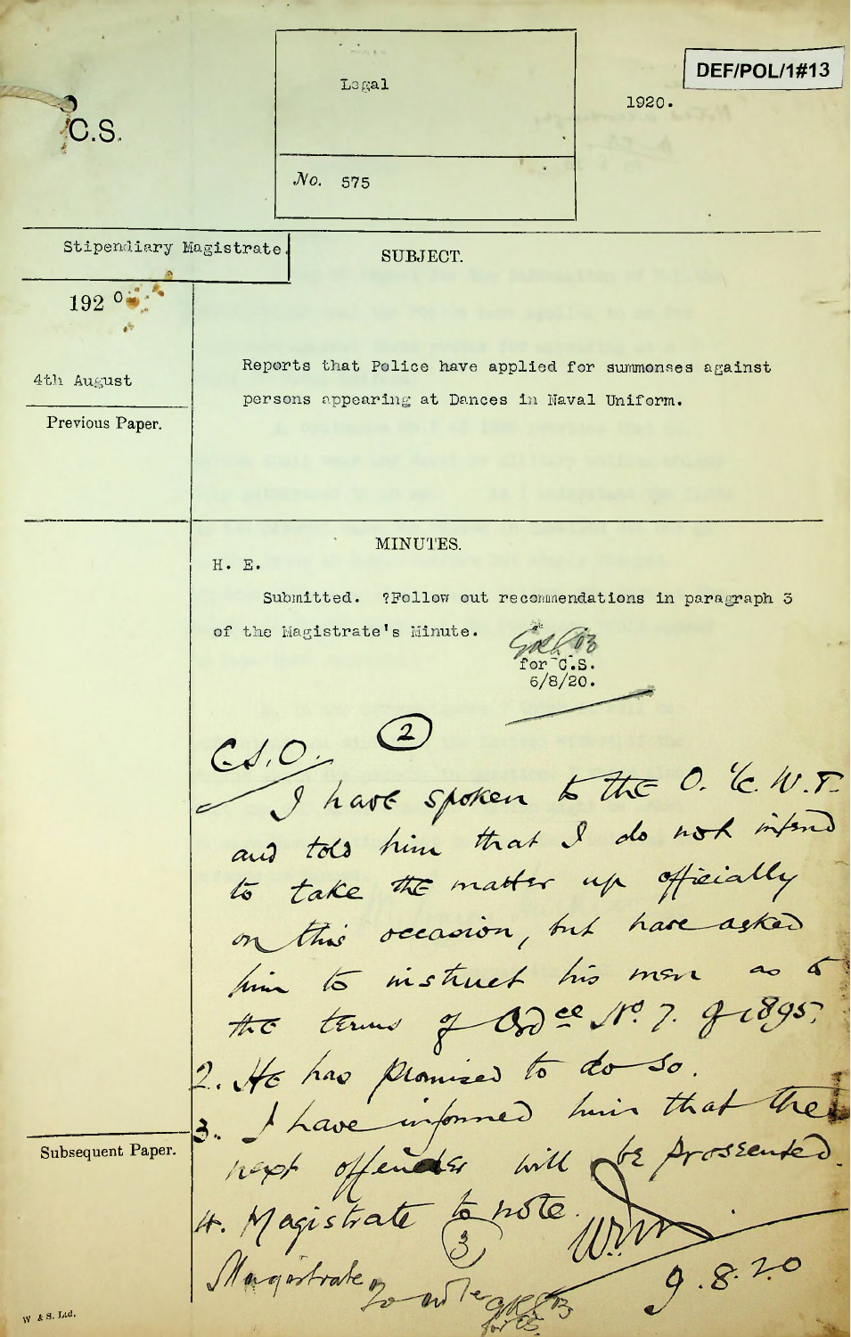C.S.

Legal

No. 575

1920.

DEF/POL/1#13

Stipendiary Magistrate.

1920

4th August

Previous Paper.

SUBJECT.

Reports that Police have applied for summonses against persons appearing at Dances in Naval Uniform.

MINUTES.

H. E.

Submitted. ?Follow out recommendations in paragraph 3 of the Magistrate's Minute.

for C.S.
6/8/20.

C.S.O. (2)

I have spoken to the O. C. W.T. and told him that I do not intend to take the matter up officially on this occasion, but have asked him to instruct his men as to the terms of Ord^ce No. 7. of 1895.

2. He has promised to do so.

3. I have informed him that the next offenders will be prosecuted.

4. Magistrate to note.

9.8.20

(3)

Magistrate to note

for C.S.

Subsequent Paper.

W & S. Ltd.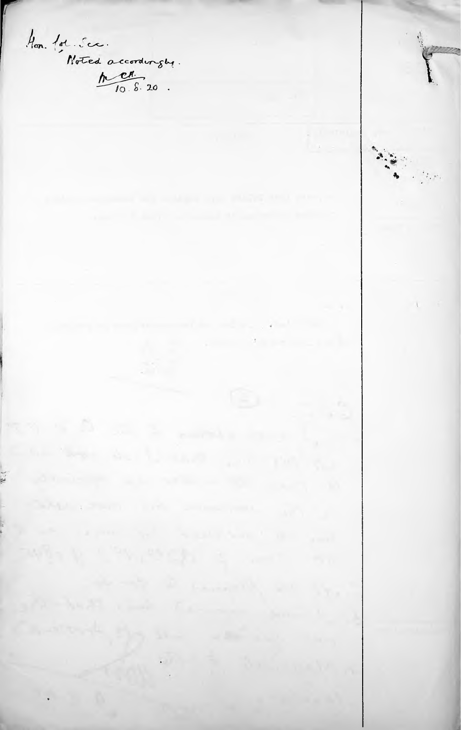Hon. Col. Sec.
Noted accordingly.
A. C. H.
10. 8. 20.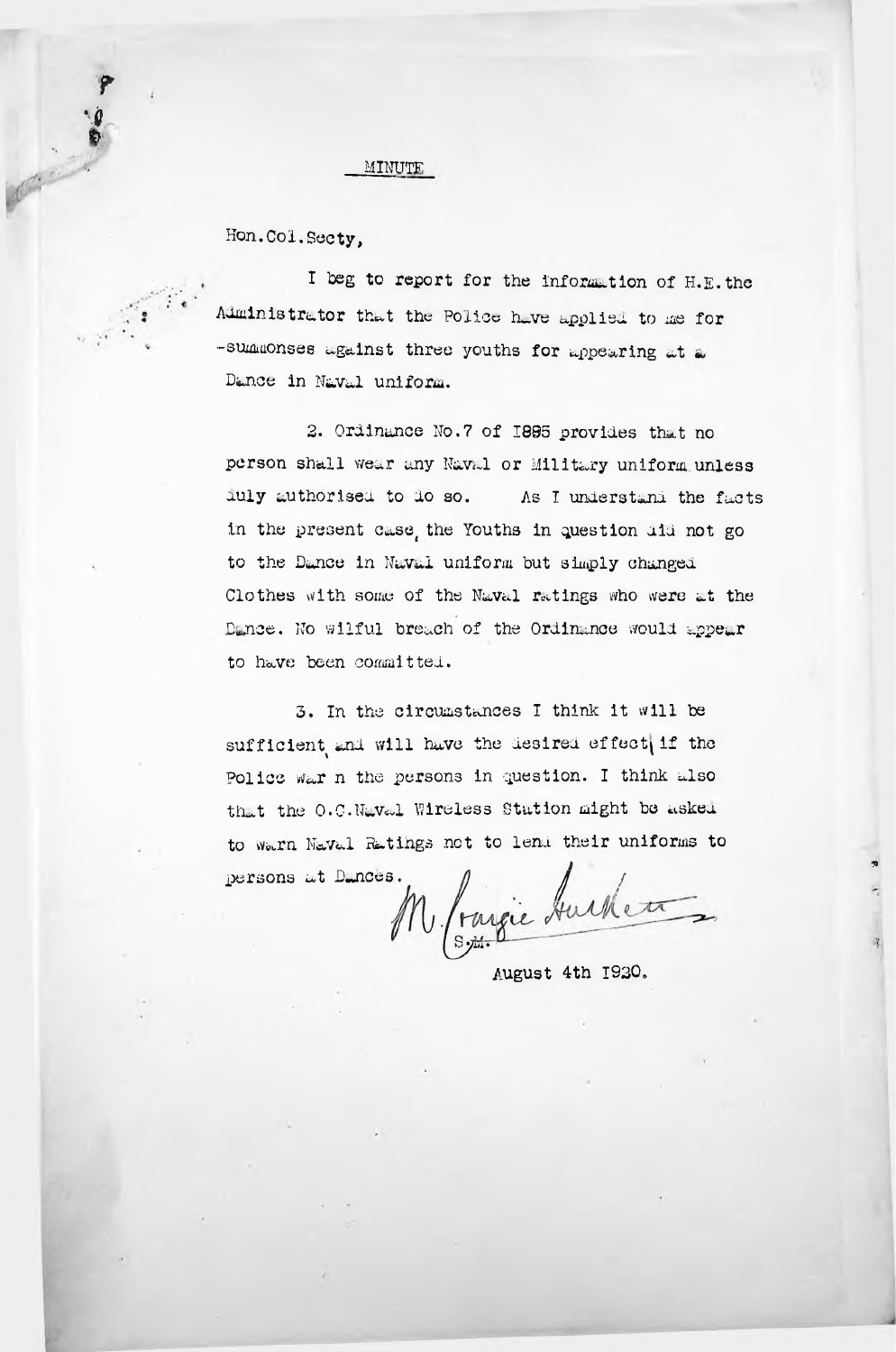MINUTE

Hon.Col.Secty,

I beg to report for the information of H.E. the Administrator that the Police have applied to me for -summonses against three youths for appearing at a Dance in Naval uniform.

2. Ordinance No.7 of 1885 provides that no person shall wear any Naval or Military uniform unless duly authorised to do so. As I understand the facts in the present case, the Youths in question did not go to the Dance in Naval uniform but simply changed Clothes with some of the Naval ratings who were at the Dance. No wilful breach of the Ordinance would appear to have been committed.

3. In the circumstances I think it will be sufficient and will have the desired effect if the Police warn the persons in question. I think also that the O.C. Naval Wireless Station might be asked to warn Naval Ratings not to lend their uniforms to persons at Dances.

M. Craigie Halkett
S.M.

August 4th 1920.